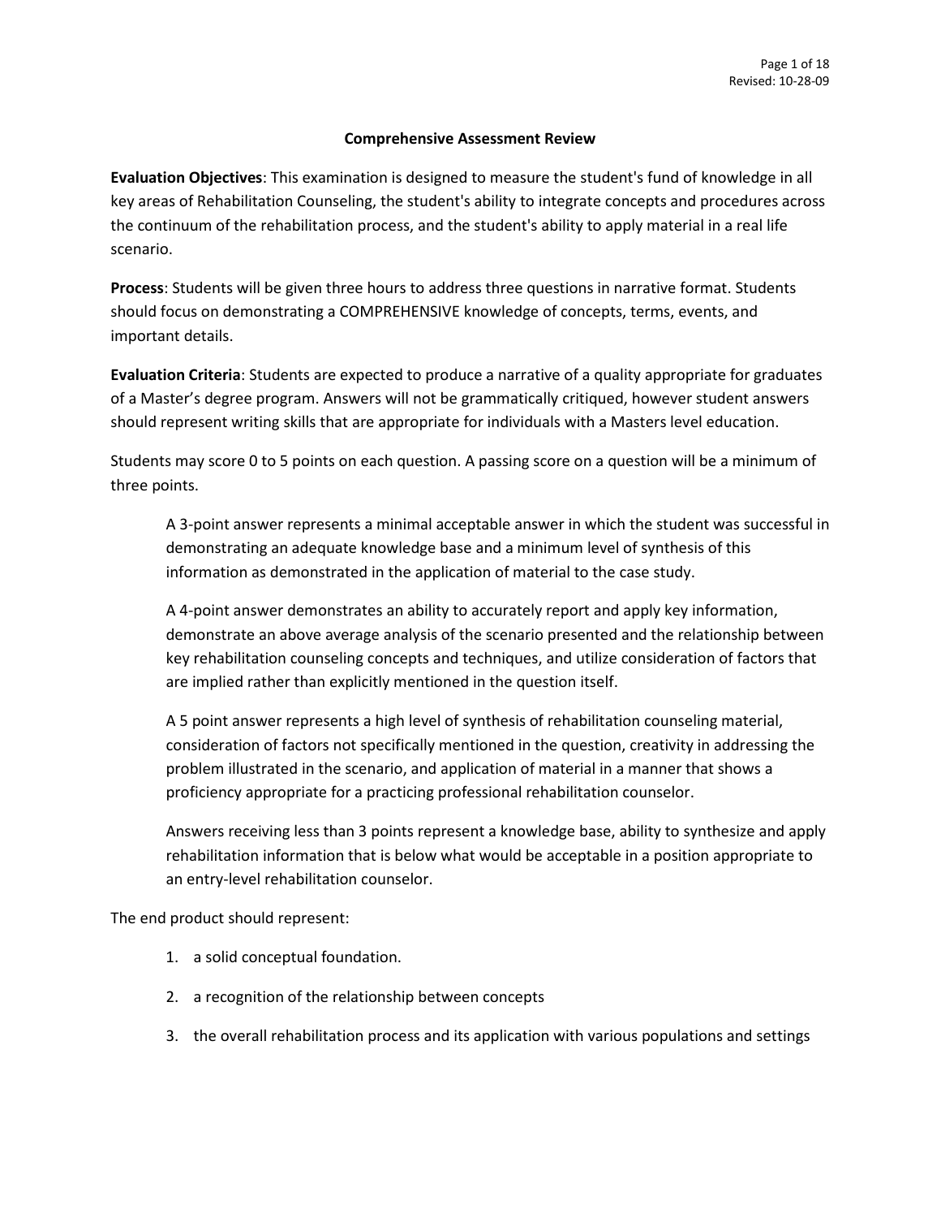# Comprehensive Assessment Review

**Evaluation Objectives**: This examination is designed to measure the student's fund of knowledge in all key areas of Rehabilitation Counseling, the student's ability to integrate concepts and procedures across the continuum of the rehabilitation process, and the student's ability to apply material in a real life scenario.

**Process**: Students will be given three hours to address three questions in narrative format. Students should focus on demonstrating a COMPREHENSIVE knowledge of concepts, terms, events, and important details.

**Evaluation Criteria**: Students are expected to produce a narrative of a quality appropriate for graduates of a Master's degree program. Answers will not be grammatically critiqued, however student answers should represent writing skills that are appropriate for individuals with a Masters level education.

Students may score 0 to 5 points on each question. A passing score on a question will be a minimum of three points.

> A 3-point answer represents a minimal acceptable answer in which the student was successful in demonstrating an adequate knowledge base and a minimum level of synthesis of this information as demonstrated in the application of material to the case study.
>
> A 4-point answer demonstrates an ability to accurately report and apply key information, demonstrate an above average analysis of the scenario presented and the relationship between key rehabilitation counseling concepts and techniques, and utilize consideration of factors that are implied rather than explicitly mentioned in the question itself.
>
> A 5 point answer represents a high level of synthesis of rehabilitation counseling material, consideration of factors not specifically mentioned in the question, creativity in addressing the problem illustrated in the scenario, and application of material in a manner that shows a proficiency appropriate for a practicing professional rehabilitation counselor.
>
> Answers receiving less than 3 points represent a knowledge base, ability to synthesize and apply rehabilitation information that is below what would be acceptable in a position appropriate to an entry-level rehabilitation counselor.

The end product should represent:

1. a solid conceptual foundation.
2. a recognition of the relationship between concepts
3. the overall rehabilitation process and its application with various populations and settings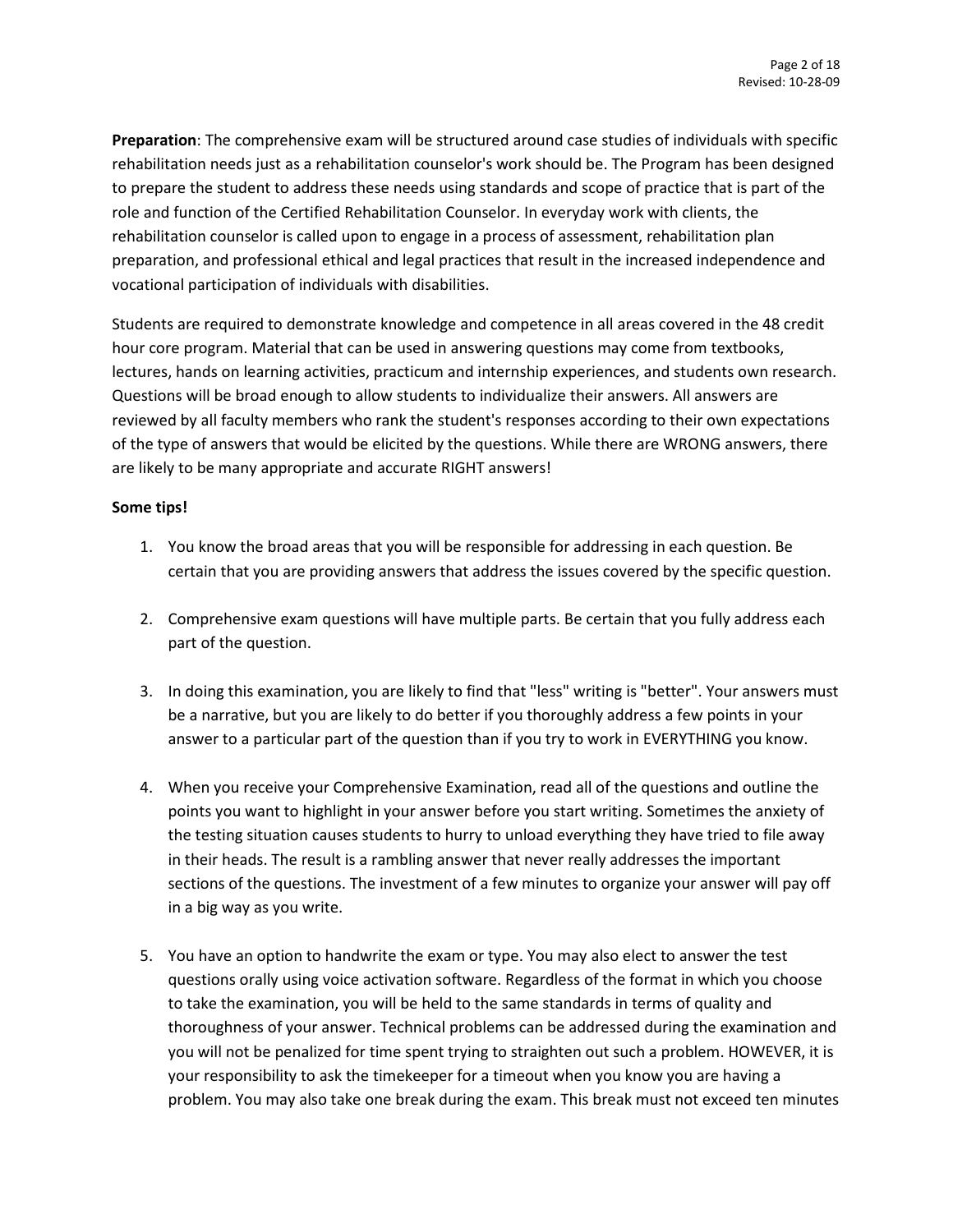**Preparation**: The comprehensive exam will be structured around case studies of individuals with specific rehabilitation needs just as a rehabilitation counselor's work should be. The Program has been designed to prepare the student to address these needs using standards and scope of practice that is part of the role and function of the Certified Rehabilitation Counselor. In everyday work with clients, the rehabilitation counselor is called upon to engage in a process of assessment, rehabilitation plan preparation, and professional ethical and legal practices that result in the increased independence and vocational participation of individuals with disabilities.

Students are required to demonstrate knowledge and competence in all areas covered in the 48 credit hour core program. Material that can be used in answering questions may come from textbooks, lectures, hands on learning activities, practicum and internship experiences, and students own research. Questions will be broad enough to allow students to individualize their answers. All answers are reviewed by all faculty members who rank the student's responses according to their own expectations of the type of answers that would be elicited by the questions. While there are WRONG answers, there are likely to be many appropriate and accurate RIGHT answers!

**Some tips!**

1. You know the broad areas that you will be responsible for addressing in each question. Be certain that you are providing answers that address the issues covered by the specific question.

2. Comprehensive exam questions will have multiple parts. Be certain that you fully address each part of the question.

3. In doing this examination, you are likely to find that "less" writing is "better". Your answers must be a narrative, but you are likely to do better if you thoroughly address a few points in your answer to a particular part of the question than if you try to work in EVERYTHING you know.

4. When you receive your Comprehensive Examination, read all of the questions and outline the points you want to highlight in your answer before you start writing. Sometimes the anxiety of the testing situation causes students to hurry to unload everything they have tried to file away in their heads. The result is a rambling answer that never really addresses the important sections of the questions. The investment of a few minutes to organize your answer will pay off in a big way as you write.

5. You have an option to handwrite the exam or type. You may also elect to answer the test questions orally using voice activation software. Regardless of the format in which you choose to take the examination, you will be held to the same standards in terms of quality and thoroughness of your answer. Technical problems can be addressed during the examination and you will not be penalized for time spent trying to straighten out such a problem. HOWEVER, it is your responsibility to ask the timekeeper for a timeout when you know you are having a problem. You may also take one break during the exam. This break must not exceed ten minutes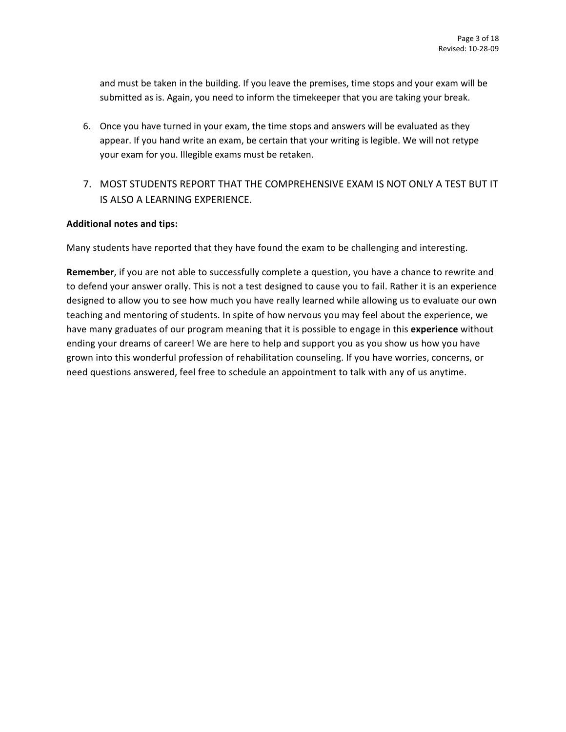and must be taken in the building. If you leave the premises, time stops and your exam will be submitted as is. Again, you need to inform the timekeeper that you are taking your break.

6. Once you have turned in your exam, the time stops and answers will be evaluated as they appear. If you hand write an exam, be certain that your writing is legible. We will not retype your exam for you. Illegible exams must be retaken.

7. MOST STUDENTS REPORT THAT THE COMPREHENSIVE EXAM IS NOT ONLY A TEST BUT IT IS ALSO A LEARNING EXPERIENCE.

**Additional notes and tips:**

Many students have reported that they have found the exam to be challenging and interesting.

**Remember**, if you are not able to successfully complete a question, you have a chance to rewrite and to defend your answer orally. This is not a test designed to cause you to fail. Rather it is an experience designed to allow you to see how much you have really learned while allowing us to evaluate our own teaching and mentoring of students. In spite of how nervous you may feel about the experience, we have many graduates of our program meaning that it is possible to engage in this **experience** without ending your dreams of career! We are here to help and support you as you show us how you have grown into this wonderful profession of rehabilitation counseling. If you have worries, concerns, or need questions answered, feel free to schedule an appointment to talk with any of us anytime.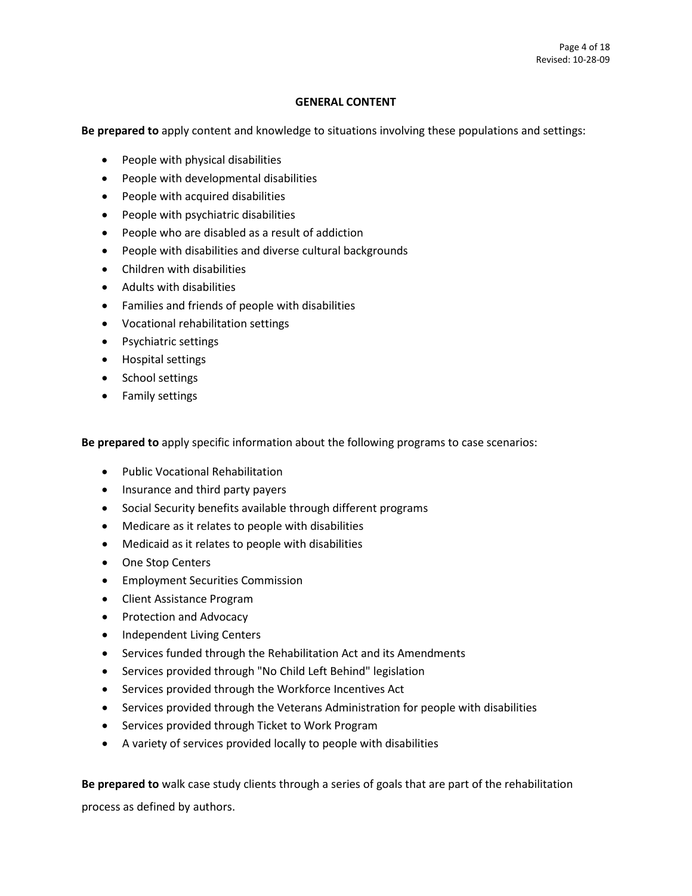## GENERAL CONTENT

**Be prepared to** apply content and knowledge to situations involving these populations and settings:

- People with physical disabilities
- People with developmental disabilities
- People with acquired disabilities
- People with psychiatric disabilities
- People who are disabled as a result of addiction
- People with disabilities and diverse cultural backgrounds
- Children with disabilities
- Adults with disabilities
- Families and friends of people with disabilities
- Vocational rehabilitation settings
- Psychiatric settings
- Hospital settings
- School settings
- Family settings

**Be prepared to** apply specific information about the following programs to case scenarios:

- Public Vocational Rehabilitation
- Insurance and third party payers
- Social Security benefits available through different programs
- Medicare as it relates to people with disabilities
- Medicaid as it relates to people with disabilities
- One Stop Centers
- Employment Securities Commission
- Client Assistance Program
- Protection and Advocacy
- Independent Living Centers
- Services funded through the Rehabilitation Act and its Amendments
- Services provided through "No Child Left Behind" legislation
- Services provided through the Workforce Incentives Act
- Services provided through the Veterans Administration for people with disabilities
- Services provided through Ticket to Work Program
- A variety of services provided locally to people with disabilities

**Be prepared to** walk case study clients through a series of goals that are part of the rehabilitation process as defined by authors.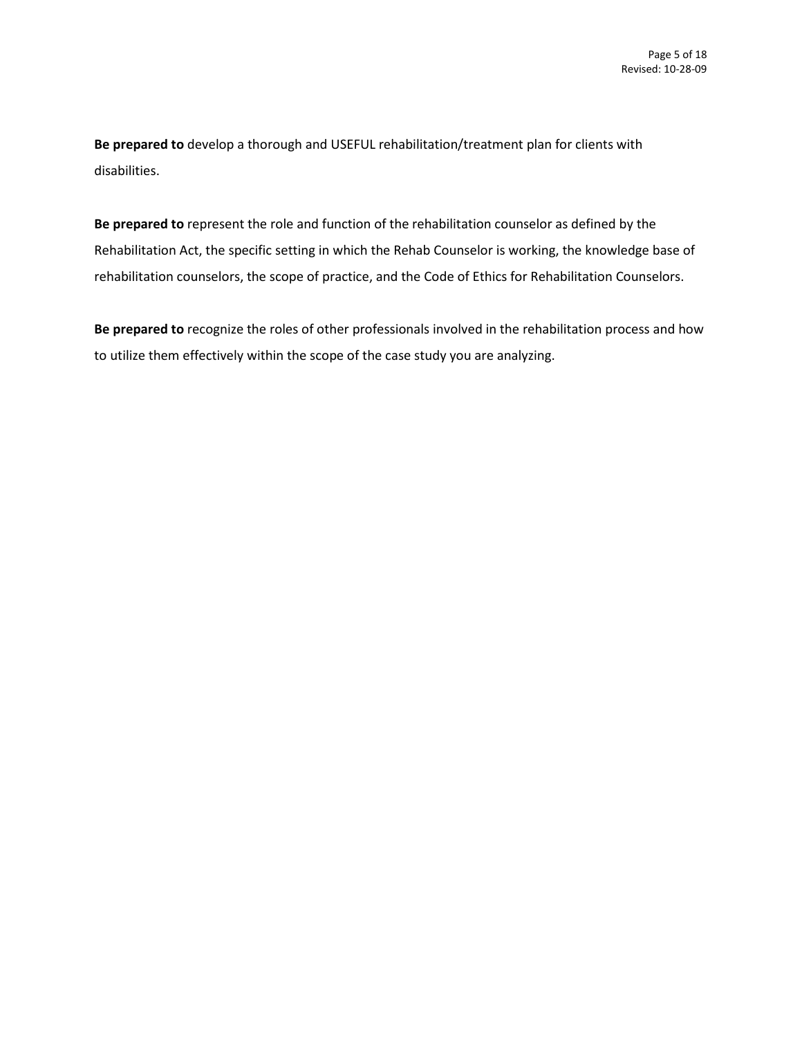**Be prepared to** develop a thorough and USEFUL rehabilitation/treatment plan for clients with disabilities.

**Be prepared to** represent the role and function of the rehabilitation counselor as defined by the Rehabilitation Act, the specific setting in which the Rehab Counselor is working, the knowledge base of rehabilitation counselors, the scope of practice, and the Code of Ethics for Rehabilitation Counselors.

**Be prepared to** recognize the roles of other professionals involved in the rehabilitation process and how to utilize them effectively within the scope of the case study you are analyzing.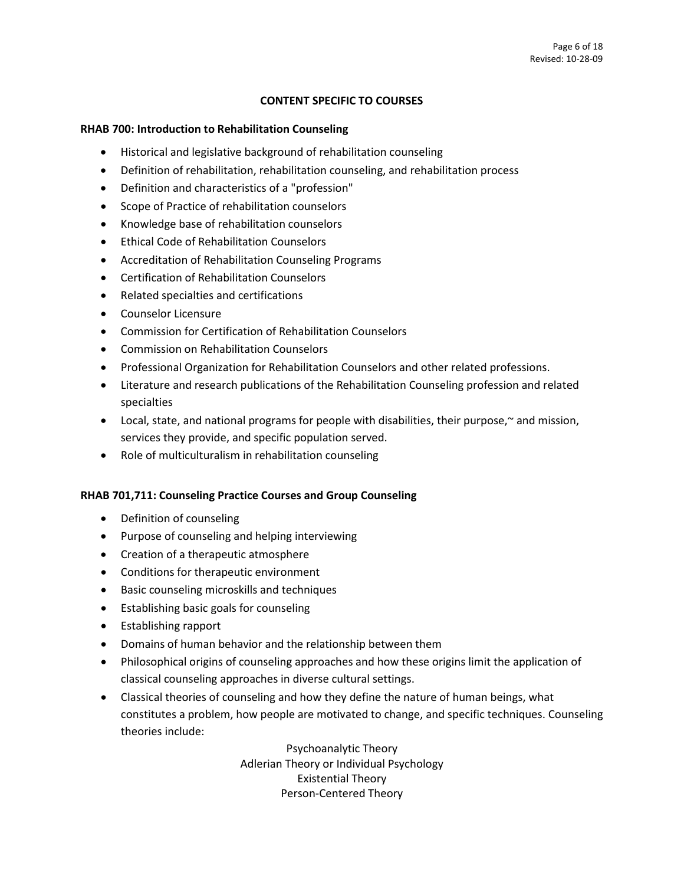## CONTENT SPECIFIC TO COURSES

### RHAB 700: Introduction to Rehabilitation Counseling

- Historical and legislative background of rehabilitation counseling
- Definition of rehabilitation, rehabilitation counseling, and rehabilitation process
- Definition and characteristics of a "profession"
- Scope of Practice of rehabilitation counselors
- Knowledge base of rehabilitation counselors
- Ethical Code of Rehabilitation Counselors
- Accreditation of Rehabilitation Counseling Programs
- Certification of Rehabilitation Counselors
- Related specialties and certifications
- Counselor Licensure
- Commission for Certification of Rehabilitation Counselors
- Commission on Rehabilitation Counselors
- Professional Organization for Rehabilitation Counselors and other related professions.
- Literature and research publications of the Rehabilitation Counseling profession and related specialties
- Local, state, and national programs for people with disabilities, their purpose,~ and mission, services they provide, and specific population served.
- Role of multiculturalism in rehabilitation counseling

### RHAB 701,711: Counseling Practice Courses and Group Counseling

- Definition of counseling
- Purpose of counseling and helping interviewing
- Creation of a therapeutic atmosphere
- Conditions for therapeutic environment
- Basic counseling microskills and techniques
- Establishing basic goals for counseling
- Establishing rapport
- Domains of human behavior and the relationship between them
- Philosophical origins of counseling approaches and how these origins limit the application of classical counseling approaches in diverse cultural settings.
- Classical theories of counseling and how they define the nature of human beings, what constitutes a problem, how people are motivated to change, and specific techniques. Counseling theories include:

  Psychoanalytic Theory
  Adlerian Theory or Individual Psychology
  Existential Theory
  Person-Centered Theory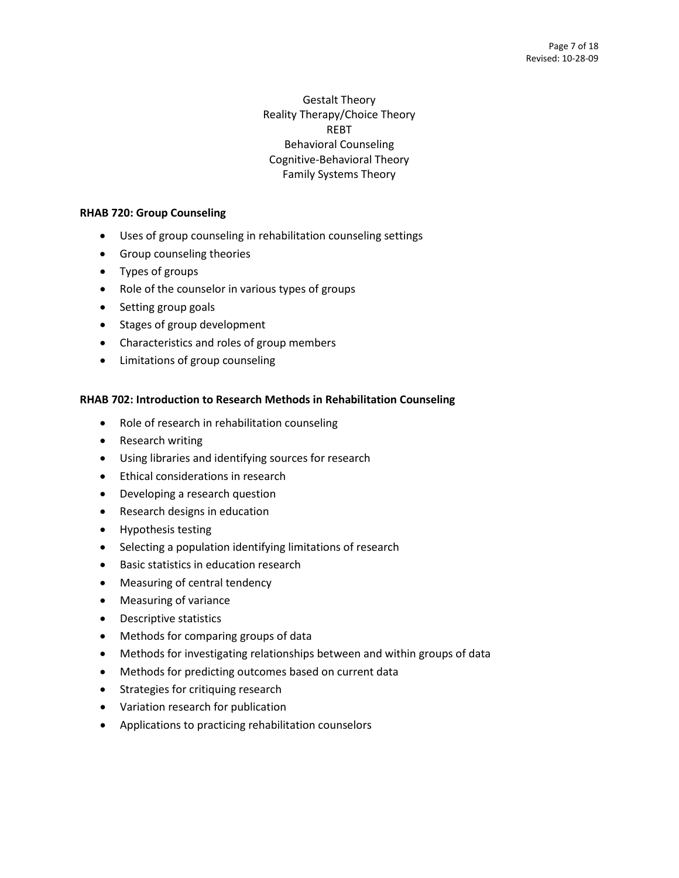Gestalt Theory
Reality Therapy/Choice Theory
REBT
Behavioral Counseling
Cognitive-Behavioral Theory
Family Systems Theory

**RHAB 720: Group Counseling**

- Uses of group counseling in rehabilitation counseling settings
- Group counseling theories
- Types of groups
- Role of the counselor in various types of groups
- Setting group goals
- Stages of group development
- Characteristics and roles of group members
- Limitations of group counseling

**RHAB 702: Introduction to Research Methods in Rehabilitation Counseling**

- Role of research in rehabilitation counseling
- Research writing
- Using libraries and identifying sources for research
- Ethical considerations in research
- Developing a research question
- Research designs in education
- Hypothesis testing
- Selecting a population identifying limitations of research
- Basic statistics in education research
- Measuring of central tendency
- Measuring of variance
- Descriptive statistics
- Methods for comparing groups of data
- Methods for investigating relationships between and within groups of data
- Methods for predicting outcomes based on current data
- Strategies for critiquing research
- Variation research for publication
- Applications to practicing rehabilitation counselors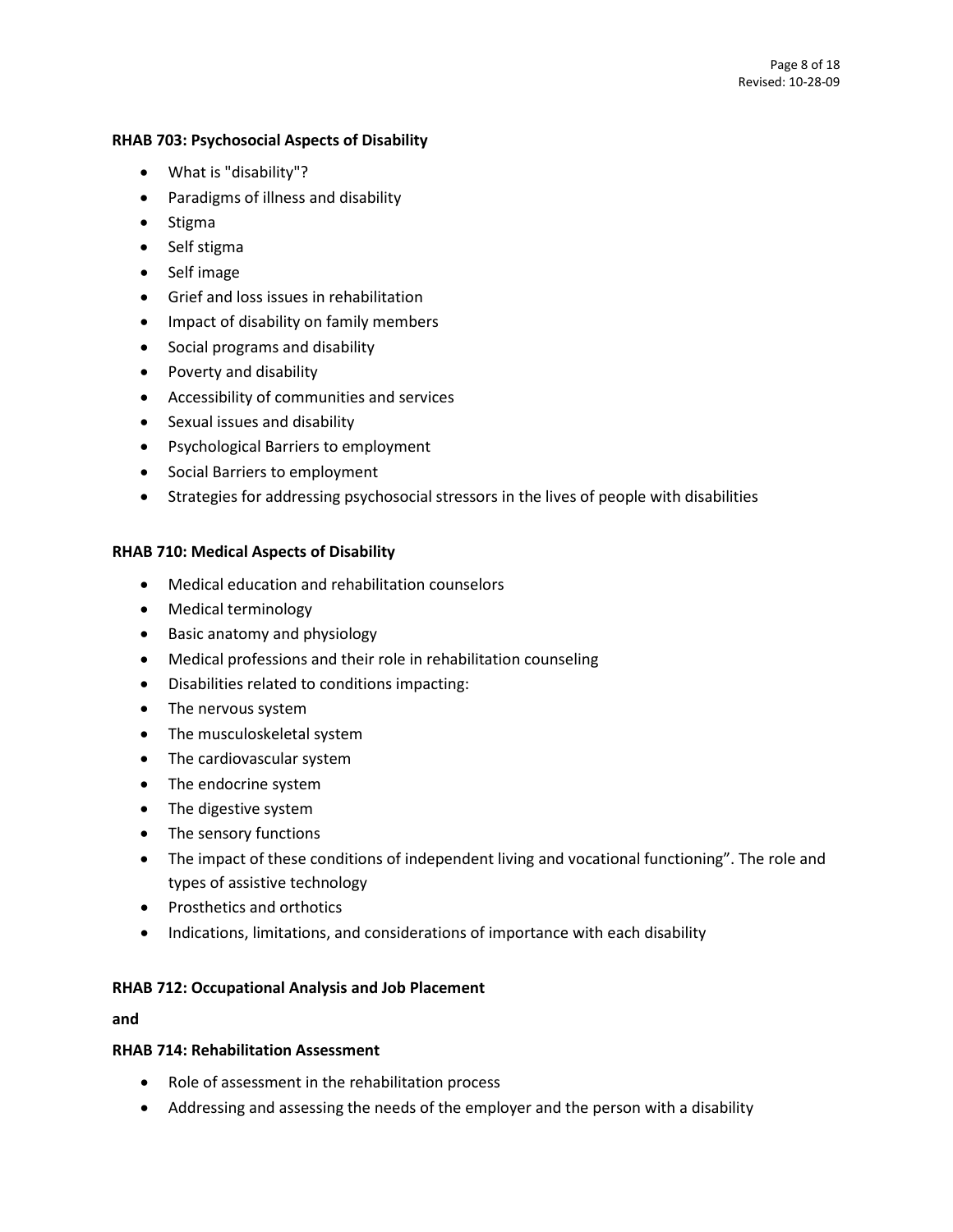**RHAB 703: Psychosocial Aspects of Disability**

- What is "disability"?
- Paradigms of illness and disability
- Stigma
- Self stigma
- Self image
- Grief and loss issues in rehabilitation
- Impact of disability on family members
- Social programs and disability
- Poverty and disability
- Accessibility of communities and services
- Sexual issues and disability
- Psychological Barriers to employment
- Social Barriers to employment
- Strategies for addressing psychosocial stressors in the lives of people with disabilities

**RHAB 710: Medical Aspects of Disability**

- Medical education and rehabilitation counselors
- Medical terminology
- Basic anatomy and physiology
- Medical professions and their role in rehabilitation counseling
- Disabilities related to conditions impacting:
- The nervous system
- The musculoskeletal system
- The cardiovascular system
- The endocrine system
- The digestive system
- The sensory functions
- The impact of these conditions of independent living and vocational functioning". The role and types of assistive technology
- Prosthetics and orthotics
- Indications, limitations, and considerations of importance with each disability

**RHAB 712: Occupational Analysis and Job Placement**

**and**

**RHAB 714: Rehabilitation Assessment**

- Role of assessment in the rehabilitation process
- Addressing and assessing the needs of the employer and the person with a disability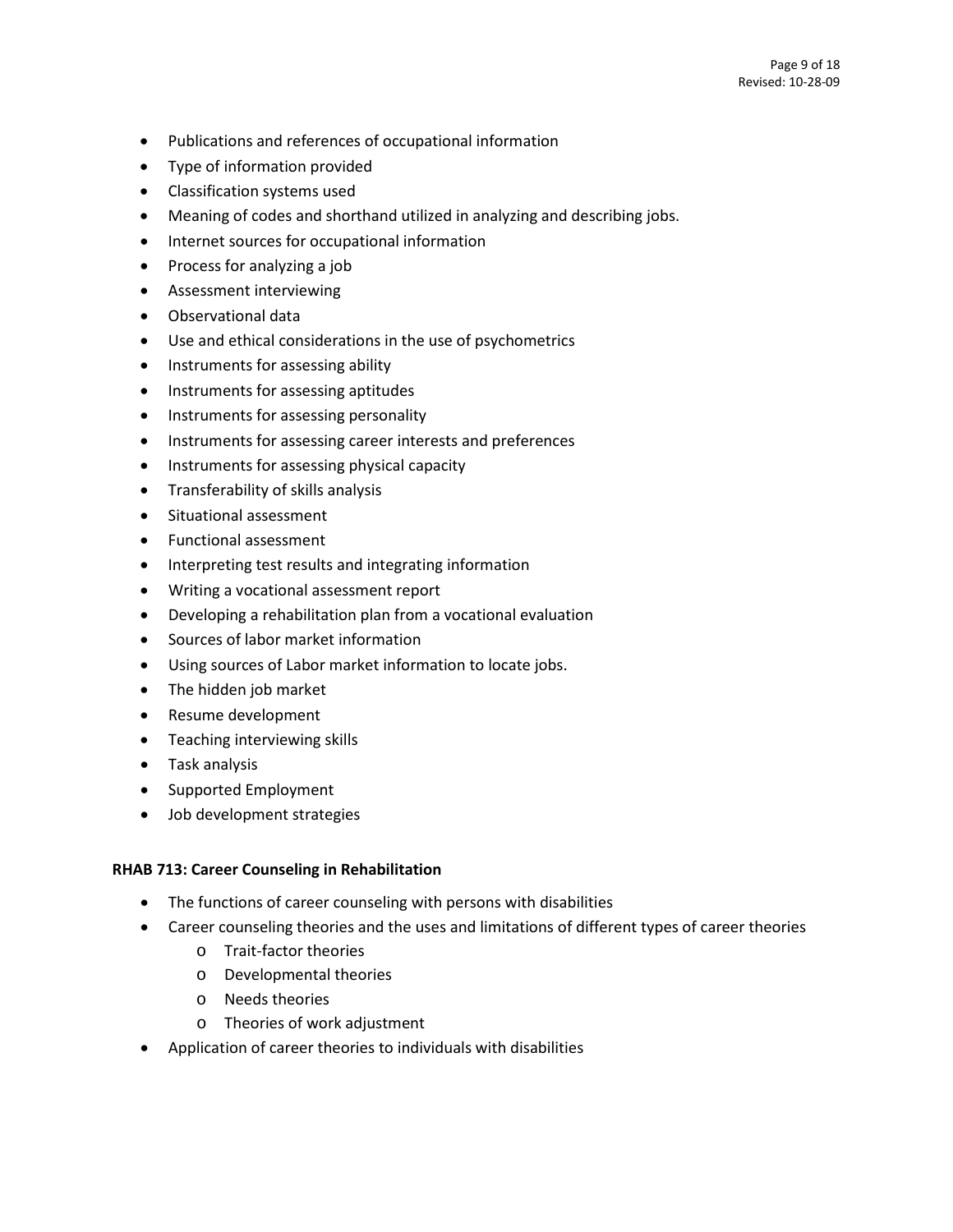- Publications and references of occupational information
- Type of information provided
- Classification systems used
- Meaning of codes and shorthand utilized in analyzing and describing jobs.
- Internet sources for occupational information
- Process for analyzing a job
- Assessment interviewing
- Observational data
- Use and ethical considerations in the use of psychometrics
- Instruments for assessing ability
- Instruments for assessing aptitudes
- Instruments for assessing personality
- Instruments for assessing career interests and preferences
- Instruments for assessing physical capacity
- Transferability of skills analysis
- Situational assessment
- Functional assessment
- Interpreting test results and integrating information
- Writing a vocational assessment report
- Developing a rehabilitation plan from a vocational evaluation
- Sources of labor market information
- Using sources of Labor market information to locate jobs.
- The hidden job market
- Resume development
- Teaching interviewing skills
- Task analysis
- Supported Employment
- Job development strategies

**RHAB 713: Career Counseling in Rehabilitation**

- The functions of career counseling with persons with disabilities
- Career counseling theories and the uses and limitations of different types of career theories
  - Trait-factor theories
  - Developmental theories
  - Needs theories
  - Theories of work adjustment
- Application of career theories to individuals with disabilities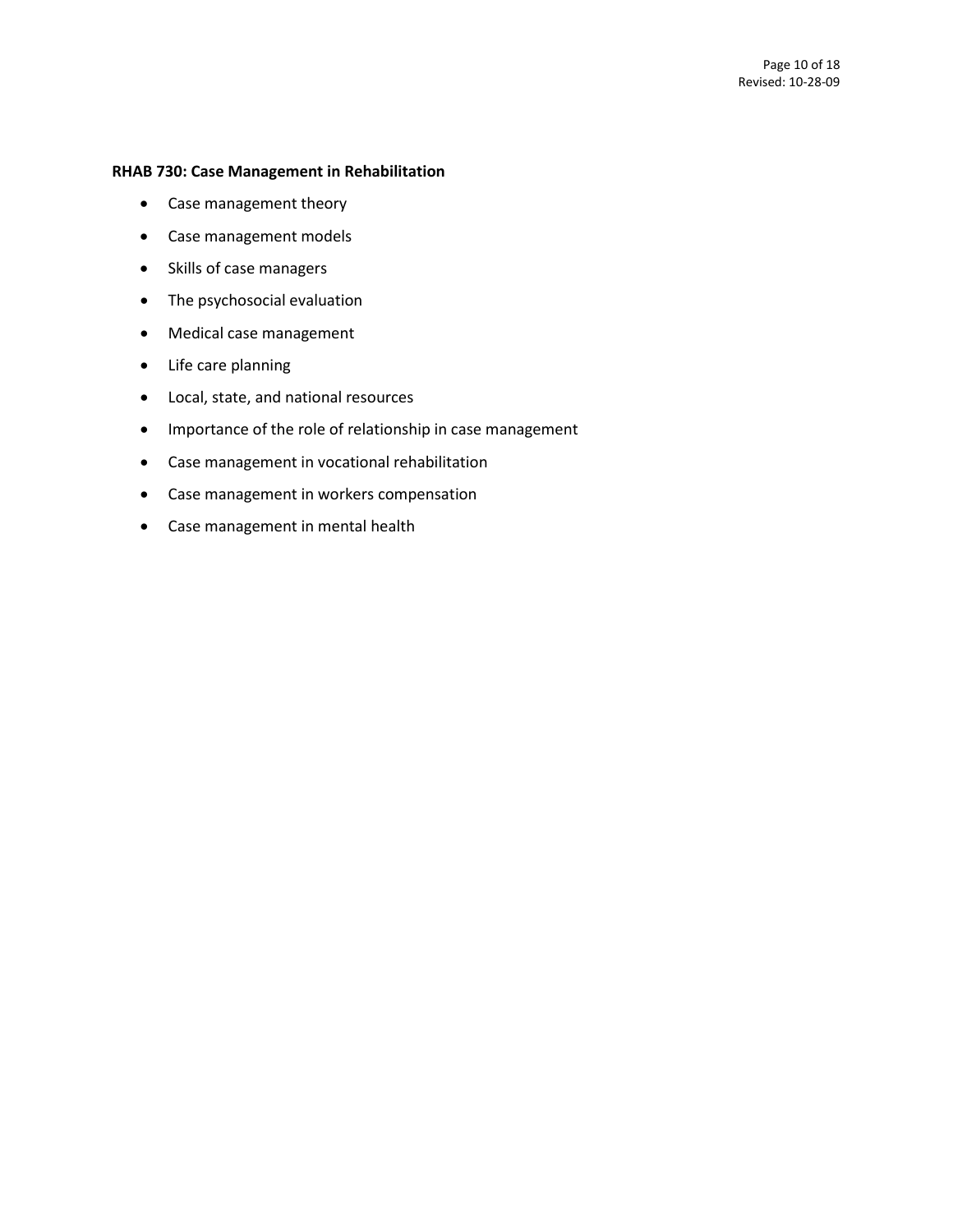**RHAB 730: Case Management in Rehabilitation**

- Case management theory
- Case management models
- Skills of case managers
- The psychosocial evaluation
- Medical case management
- Life care planning
- Local, state, and national resources
- Importance of the role of relationship in case management
- Case management in vocational rehabilitation
- Case management in workers compensation
- Case management in mental health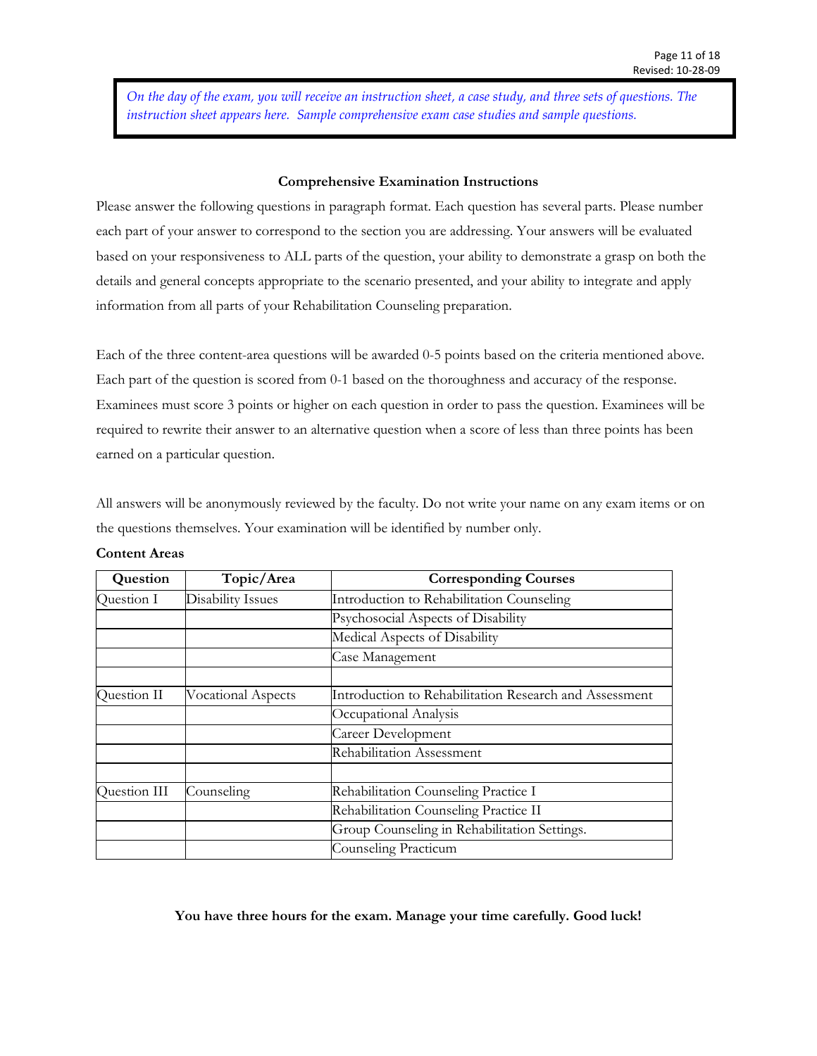*On the day of the exam, you will receive an instruction sheet, a case study, and three sets of questions. The instruction sheet appears here. Sample comprehensive exam case studies and sample questions.*

**Comprehensive Examination Instructions**

Please answer the following questions in paragraph format. Each question has several parts. Please number each part of your answer to correspond to the section you are addressing. Your answers will be evaluated based on your responsiveness to ALL parts of the question, your ability to demonstrate a grasp on both the details and general concepts appropriate to the scenario presented, and your ability to integrate and apply information from all parts of your Rehabilitation Counseling preparation.

Each of the three content-area questions will be awarded 0-5 points based on the criteria mentioned above. Each part of the question is scored from 0-1 based on the thoroughness and accuracy of the response. Examinees must score 3 points or higher on each question in order to pass the question. Examinees will be required to rewrite their answer to an alternative question when a score of less than three points has been earned on a particular question.

All answers will be anonymously reviewed by the faculty. Do not write your name on any exam items or on the questions themselves. Your examination will be identified by number only.

**Content Areas**

| Question | Topic/Area | Corresponding Courses |
|---|---|---|
| Question I | Disability Issues | Introduction to Rehabilitation Counseling |
| | | Psychosocial Aspects of Disability |
| | | Medical Aspects of Disability |
| | | Case Management |
| | | |
| Question II | Vocational Aspects | Introduction to Rehabilitation Research and Assessment |
| | | Occupational Analysis |
| | | Career Development |
| | | Rehabilitation Assessment |
| | | |
| Question III | Counseling | Rehabilitation Counseling Practice I |
| | | Rehabilitation Counseling Practice II |
| | | Group Counseling in Rehabilitation Settings. |
| | | Counseling Practicum |

**You have three hours for the exam. Manage your time carefully. Good luck!**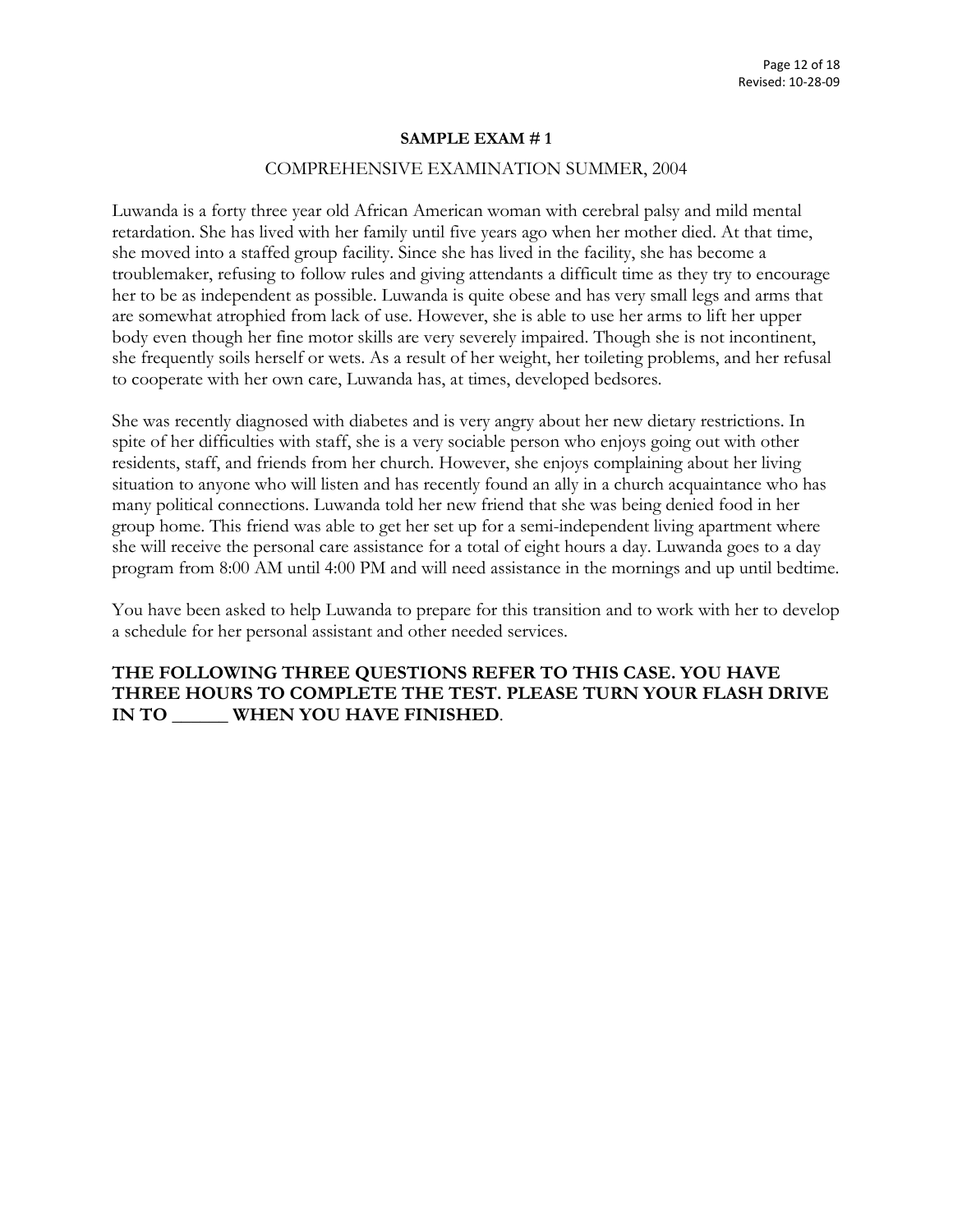**SAMPLE EXAM # 1**

COMPREHENSIVE EXAMINATION SUMMER, 2004

Luwanda is a forty three year old African American woman with cerebral palsy and mild mental retardation. She has lived with her family until five years ago when her mother died. At that time, she moved into a staffed group facility. Since she has lived in the facility, she has become a troublemaker, refusing to follow rules and giving attendants a difficult time as they try to encourage her to be as independent as possible. Luwanda is quite obese and has very small legs and arms that are somewhat atrophied from lack of use. However, she is able to use her arms to lift her upper body even though her fine motor skills are very severely impaired. Though she is not incontinent, she frequently soils herself or wets. As a result of her weight, her toileting problems, and her refusal to cooperate with her own care, Luwanda has, at times, developed bedsores.

She was recently diagnosed with diabetes and is very angry about her new dietary restrictions. In spite of her difficulties with staff, she is a very sociable person who enjoys going out with other residents, staff, and friends from her church. However, she enjoys complaining about her living situation to anyone who will listen and has recently found an ally in a church acquaintance who has many political connections. Luwanda told her new friend that she was being denied food in her group home. This friend was able to get her set up for a semi-independent living apartment where she will receive the personal care assistance for a total of eight hours a day. Luwanda goes to a day program from 8:00 AM until 4:00 PM and will need assistance in the mornings and up until bedtime.

You have been asked to help Luwanda to prepare for this transition and to work with her to develop a schedule for her personal assistant and other needed services.

**THE FOLLOWING THREE QUESTIONS REFER TO THIS CASE. YOU HAVE THREE HOURS TO COMPLETE THE TEST. PLEASE TURN YOUR FLASH DRIVE IN TO ______ WHEN YOU HAVE FINISHED**.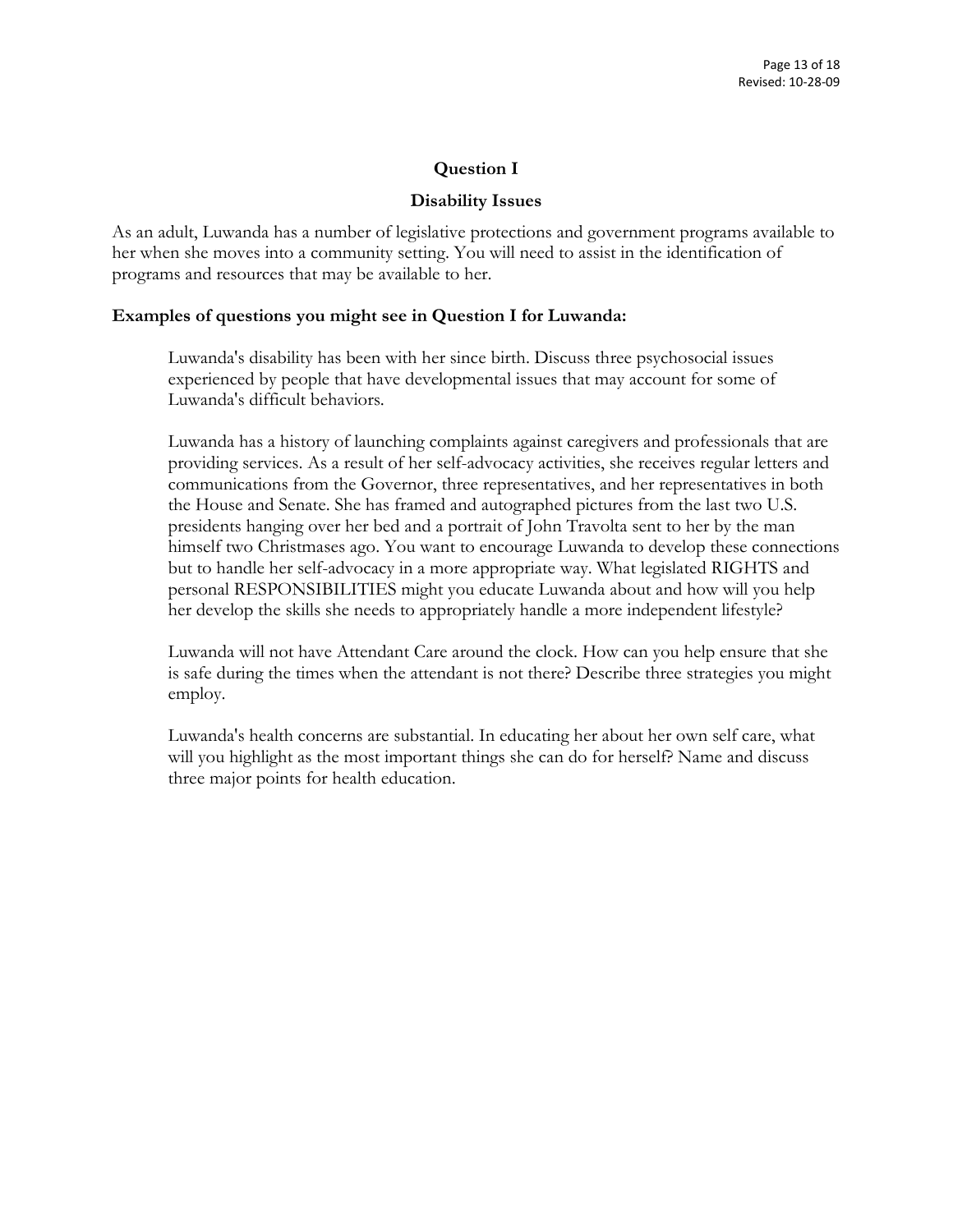## Question I

### Disability Issues

As an adult, Luwanda has a number of legislative protections and government programs available to her when she moves into a community setting. You will need to assist in the identification of programs and resources that may be available to her.

**Examples of questions you might see in Question I for Luwanda:**

> Luwanda's disability has been with her since birth. Discuss three psychosocial issues experienced by people that have developmental issues that may account for some of Luwanda's difficult behaviors.
>
> Luwanda has a history of launching complaints against caregivers and professionals that are providing services. As a result of her self-advocacy activities, she receives regular letters and communications from the Governor, three representatives, and her representatives in both the House and Senate. She has framed and autographed pictures from the last two U.S. presidents hanging over her bed and a portrait of John Travolta sent to her by the man himself two Christmases ago. You want to encourage Luwanda to develop these connections but to handle her self-advocacy in a more appropriate way. What legislated RIGHTS and personal RESPONSIBILITIES might you educate Luwanda about and how will you help her develop the skills she needs to appropriately handle a more independent lifestyle?
>
> Luwanda will not have Attendant Care around the clock. How can you help ensure that she is safe during the times when the attendant is not there? Describe three strategies you might employ.
>
> Luwanda's health concerns are substantial. In educating her about her own self care, what will you highlight as the most important things she can do for herself? Name and discuss three major points for health education.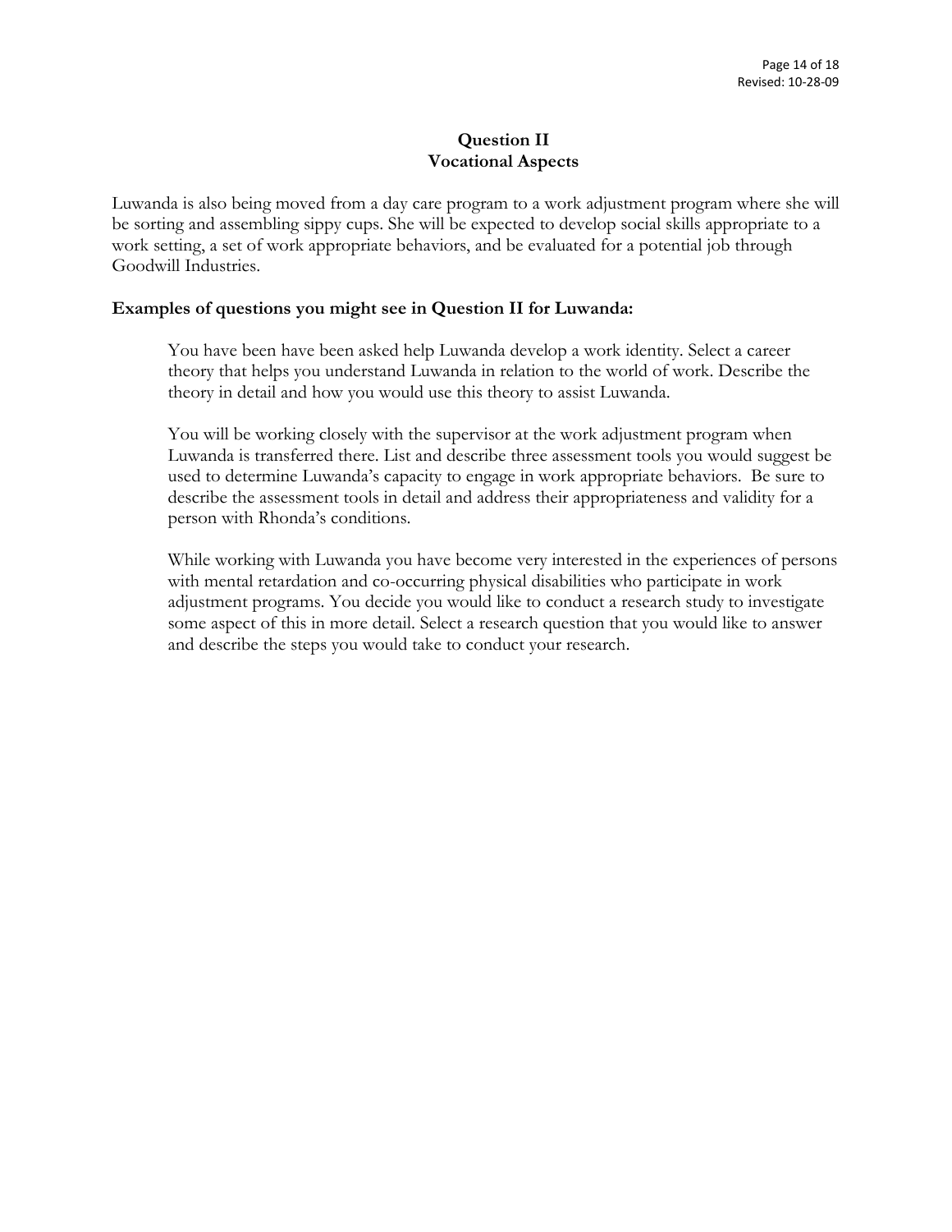## Question II
## Vocational Aspects

Luwanda is also being moved from a day care program to a work adjustment program where she will be sorting and assembling sippy cups. She will be expected to develop social skills appropriate to a work setting, a set of work appropriate behaviors, and be evaluated for a potential job through Goodwill Industries.

**Examples of questions you might see in Question II for Luwanda:**

> You have been have been asked help Luwanda develop a work identity. Select a career theory that helps you understand Luwanda in relation to the world of work. Describe the theory in detail and how you would use this theory to assist Luwanda.
>
> You will be working closely with the supervisor at the work adjustment program when Luwanda is transferred there. List and describe three assessment tools you would suggest be used to determine Luwanda's capacity to engage in work appropriate behaviors. Be sure to describe the assessment tools in detail and address their appropriateness and validity for a person with Rhonda's conditions.
>
> While working with Luwanda you have become very interested in the experiences of persons with mental retardation and co-occurring physical disabilities who participate in work adjustment programs. You decide you would like to conduct a research study to investigate some aspect of this in more detail. Select a research question that you would like to answer and describe the steps you would take to conduct your research.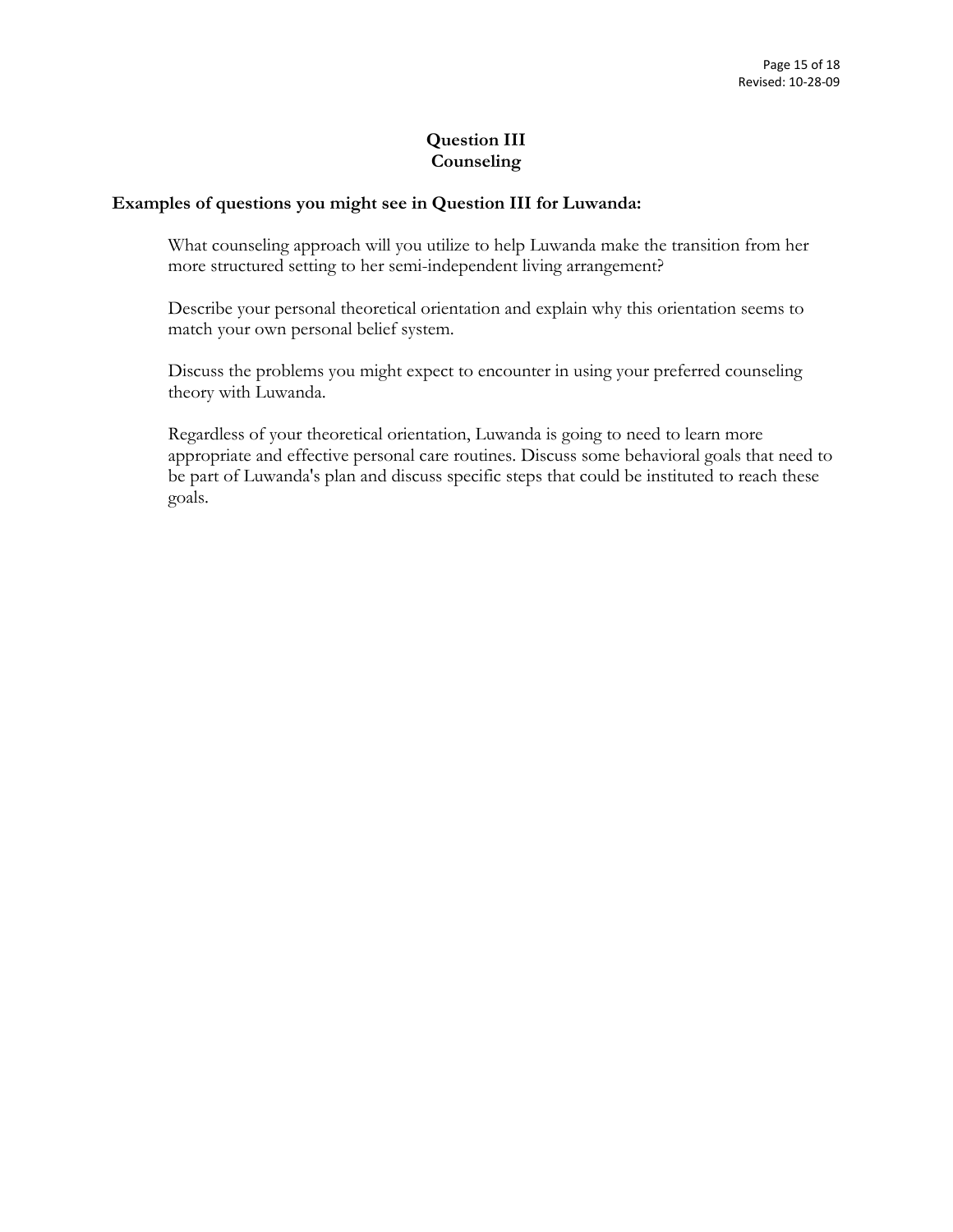# Question III
## Counseling

**Examples of questions you might see in Question III for Luwanda:**

What counseling approach will you utilize to help Luwanda make the transition from her more structured setting to her semi-independent living arrangement?

Describe your personal theoretical orientation and explain why this orientation seems to match your own personal belief system.

Discuss the problems you might expect to encounter in using your preferred counseling theory with Luwanda.

Regardless of your theoretical orientation, Luwanda is going to need to learn more appropriate and effective personal care routines. Discuss some behavioral goals that need to be part of Luwanda's plan and discuss specific steps that could be instituted to reach these goals.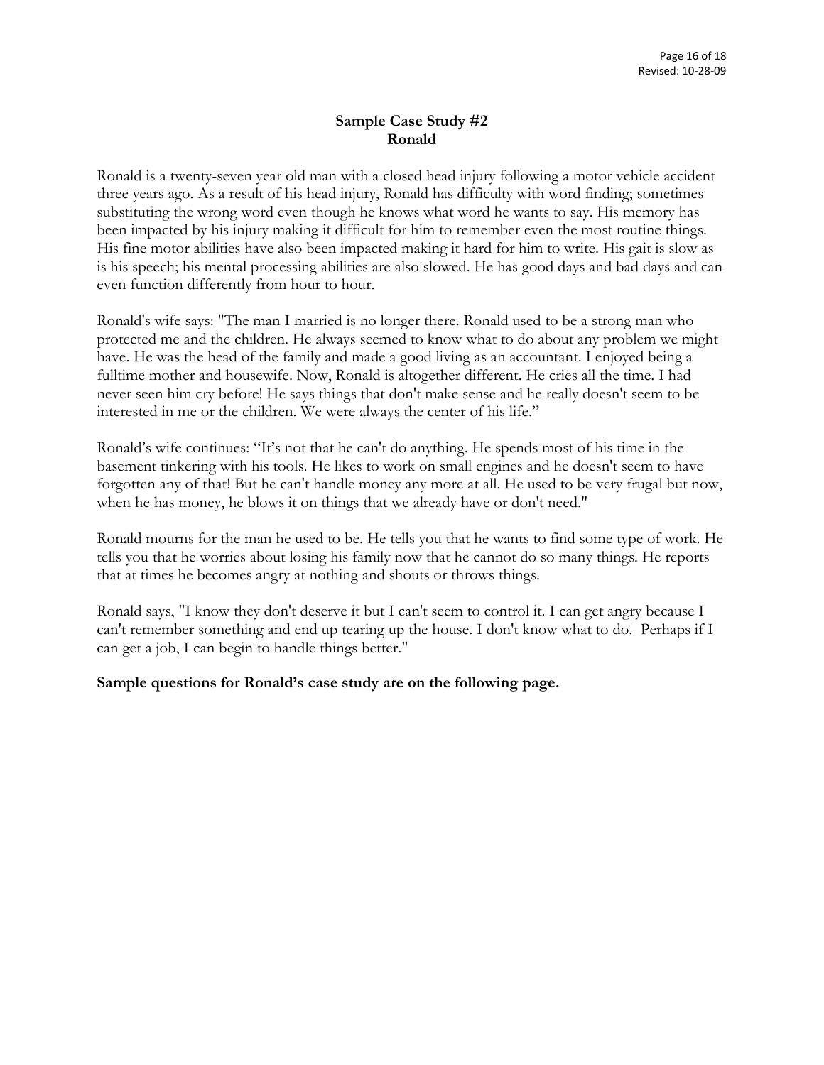## Sample Case Study #2
## Ronald

Ronald is a twenty-seven year old man with a closed head injury following a motor vehicle accident three years ago. As a result of his head injury, Ronald has difficulty with word finding; sometimes substituting the wrong word even though he knows what word he wants to say. His memory has been impacted by his injury making it difficult for him to remember even the most routine things. His fine motor abilities have also been impacted making it hard for him to write. His gait is slow as is his speech; his mental processing abilities are also slowed. He has good days and bad days and can even function differently from hour to hour.

Ronald's wife says: "The man I married is no longer there. Ronald used to be a strong man who protected me and the children. He always seemed to know what to do about any problem we might have. He was the head of the family and made a good living as an accountant. I enjoyed being a fulltime mother and housewife. Now, Ronald is altogether different. He cries all the time. I had never seen him cry before! He says things that don't make sense and he really doesn't seem to be interested in me or the children. We were always the center of his life."

Ronald's wife continues: "It's not that he can't do anything. He spends most of his time in the basement tinkering with his tools. He likes to work on small engines and he doesn't seem to have forgotten any of that! But he can't handle money any more at all. He used to be very frugal but now, when he has money, he blows it on things that we already have or don't need."

Ronald mourns for the man he used to be. He tells you that he wants to find some type of work. He tells you that he worries about losing his family now that he cannot do so many things. He reports that at times he becomes angry at nothing and shouts or throws things.

Ronald says, "I know they don't deserve it but I can't seem to control it. I can get angry because I can't remember something and end up tearing up the house. I don't know what to do. Perhaps if I can get a job, I can begin to handle things better."

**Sample questions for Ronald's case study are on the following page.**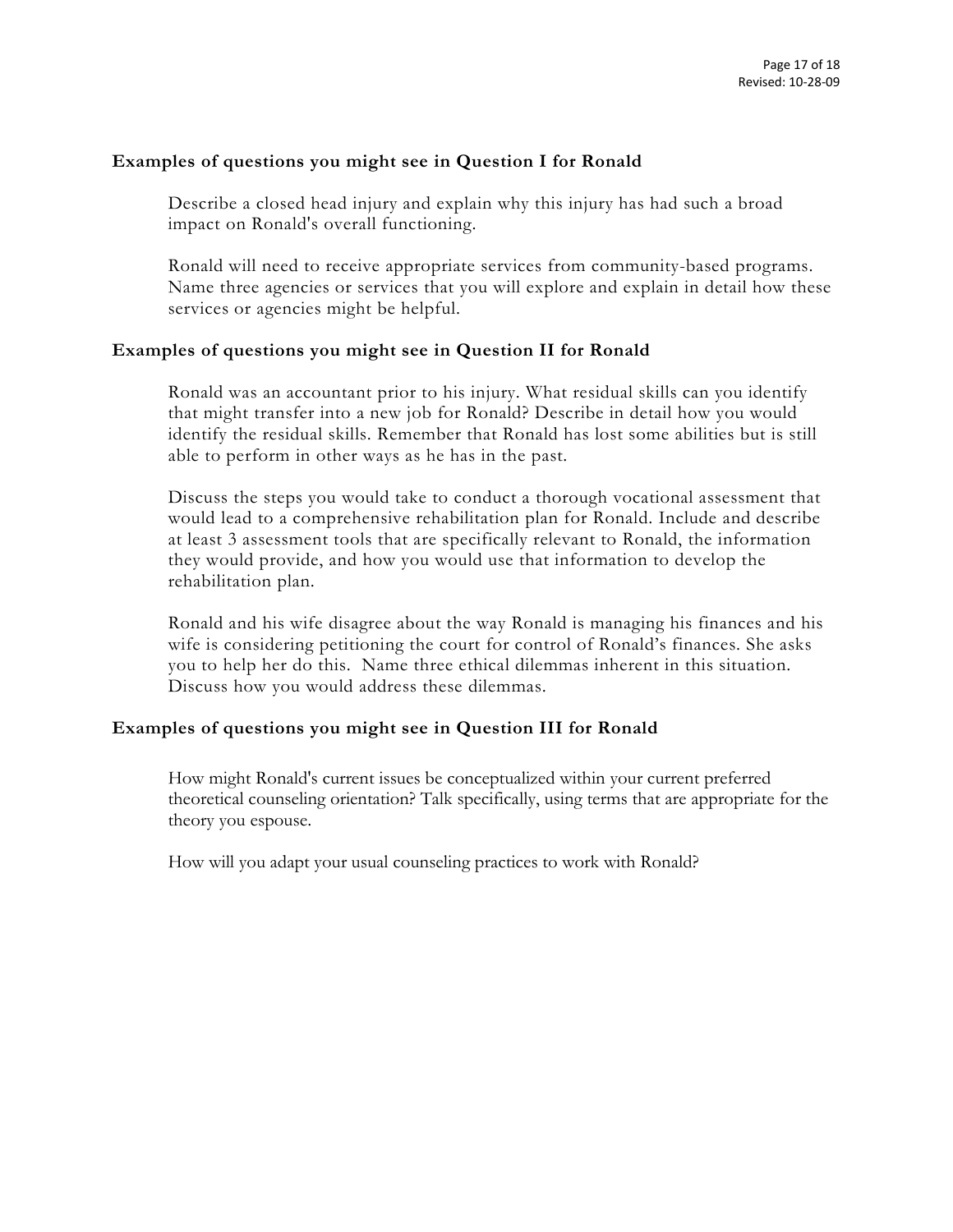**Examples of questions you might see in Question I for Ronald**

Describe a closed head injury and explain why this injury has had such a broad impact on Ronald's overall functioning.

Ronald will need to receive appropriate services from community-based programs. Name three agencies or services that you will explore and explain in detail how these services or agencies might be helpful.

**Examples of questions you might see in Question II for Ronald**

Ronald was an accountant prior to his injury. What residual skills can you identify that might transfer into a new job for Ronald? Describe in detail how you would identify the residual skills. Remember that Ronald has lost some abilities but is still able to perform in other ways as he has in the past.

Discuss the steps you would take to conduct a thorough vocational assessment that would lead to a comprehensive rehabilitation plan for Ronald. Include and describe at least 3 assessment tools that are specifically relevant to Ronald, the information they would provide, and how you would use that information to develop the rehabilitation plan.

Ronald and his wife disagree about the way Ronald is managing his finances and his wife is considering petitioning the court for control of Ronald's finances. She asks you to help her do this. Name three ethical dilemmas inherent in this situation. Discuss how you would address these dilemmas.

**Examples of questions you might see in Question III for Ronald**

How might Ronald's current issues be conceptualized within your current preferred theoretical counseling orientation? Talk specifically, using terms that are appropriate for the theory you espouse.

How will you adapt your usual counseling practices to work with Ronald?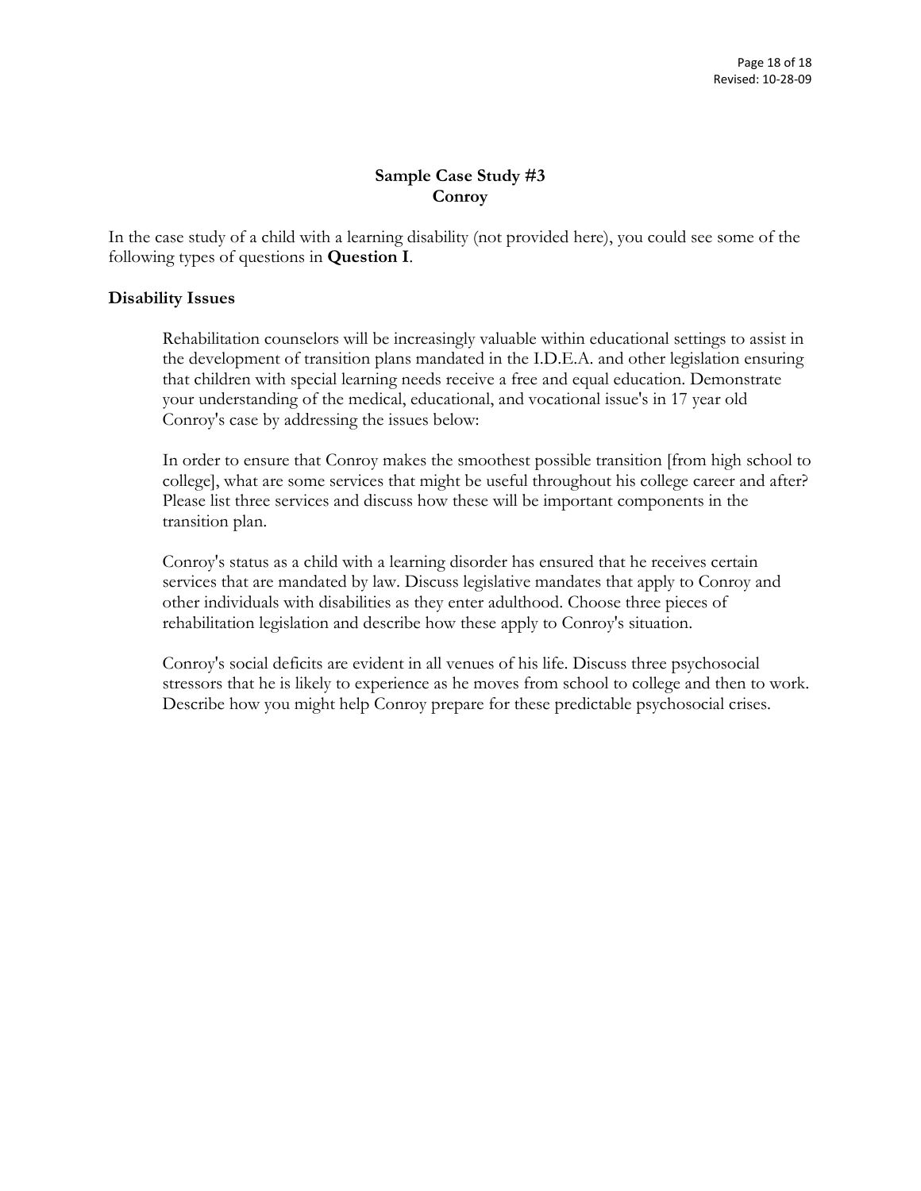## Sample Case Study #3
## Conroy

In the case study of a child with a learning disability (not provided here), you could see some of the following types of questions in **Question I**.

### Disability Issues

Rehabilitation counselors will be increasingly valuable within educational settings to assist in the development of transition plans mandated in the I.D.E.A. and other legislation ensuring that children with special learning needs receive a free and equal education. Demonstrate your understanding of the medical, educational, and vocational issue's in 17 year old Conroy's case by addressing the issues below:

In order to ensure that Conroy makes the smoothest possible transition [from high school to college], what are some services that might be useful throughout his college career and after? Please list three services and discuss how these will be important components in the transition plan.

Conroy's status as a child with a learning disorder has ensured that he receives certain services that are mandated by law. Discuss legislative mandates that apply to Conroy and other individuals with disabilities as they enter adulthood. Choose three pieces of rehabilitation legislation and describe how these apply to Conroy's situation.

Conroy's social deficits are evident in all venues of his life. Discuss three psychosocial stressors that he is likely to experience as he moves from school to college and then to work. Describe how you might help Conroy prepare for these predictable psychosocial crises.